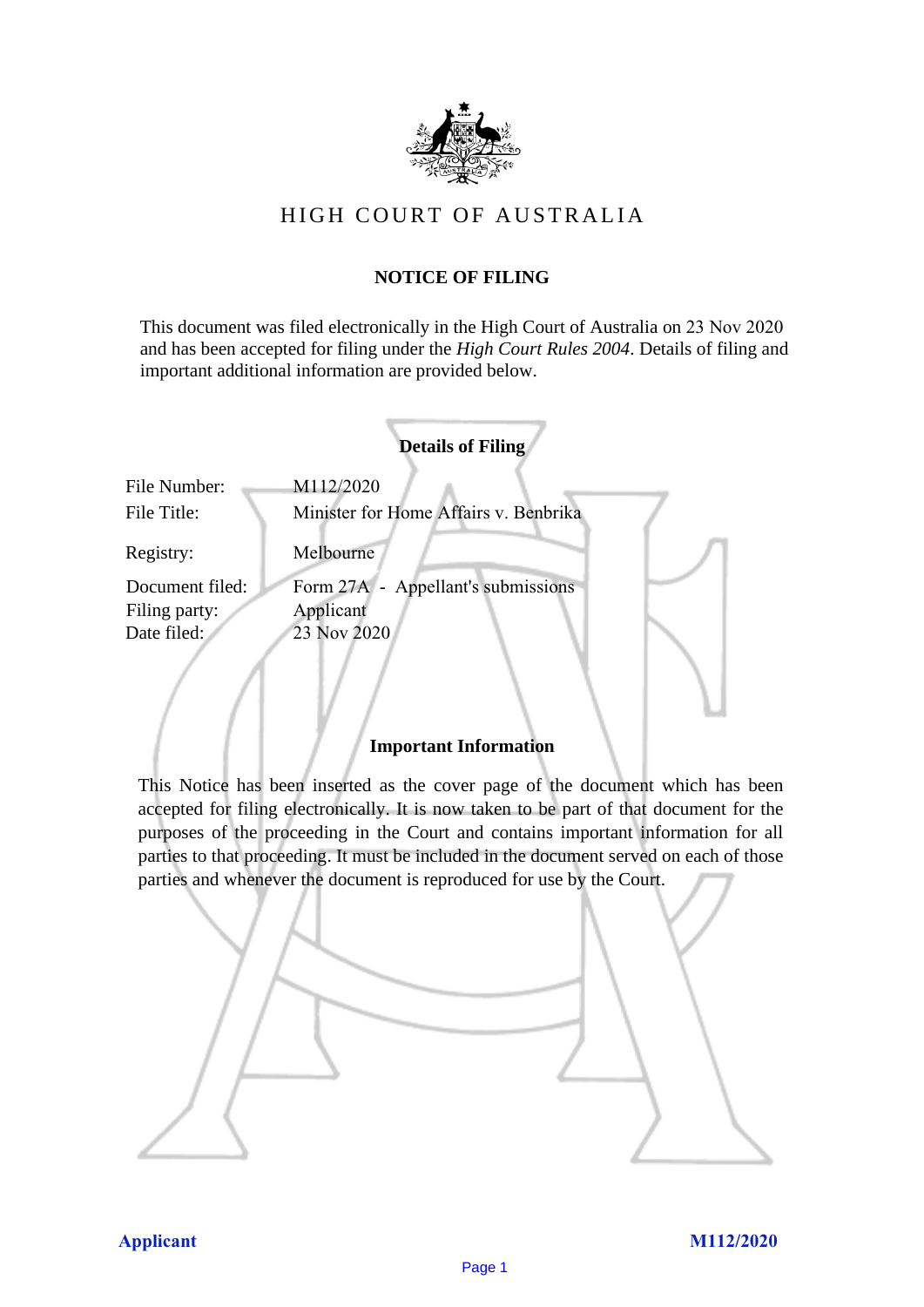# HIGH COURT OF AUSTRALIA

## NOTICE OF FILING

This document was filed electronically in the High Court of Australia on 23 Nov 2020 and has been accepted for filing under the *High Court Rules 2004*. Details of filing and important additional information are provided below.

### Details of Filing

| | |
|---|---|
| File Number: | M112/2020 |
| File Title: | Minister for Home Affairs v. Benbrika |
| Registry: | Melbourne |
| Document filed: | Form 27A - Appellant's submissions |
| Filing party: | Applicant |
| Date filed: | 23 Nov 2020 |

### Important Information

This Notice has been inserted as the cover page of the document which has been accepted for filing electronically. It is now taken to be part of that document for the purposes of the proceeding in the Court and contains important information for all parties to that proceeding. It must be included in the document served on each of those parties and whenever the document is reproduced for use by the Court.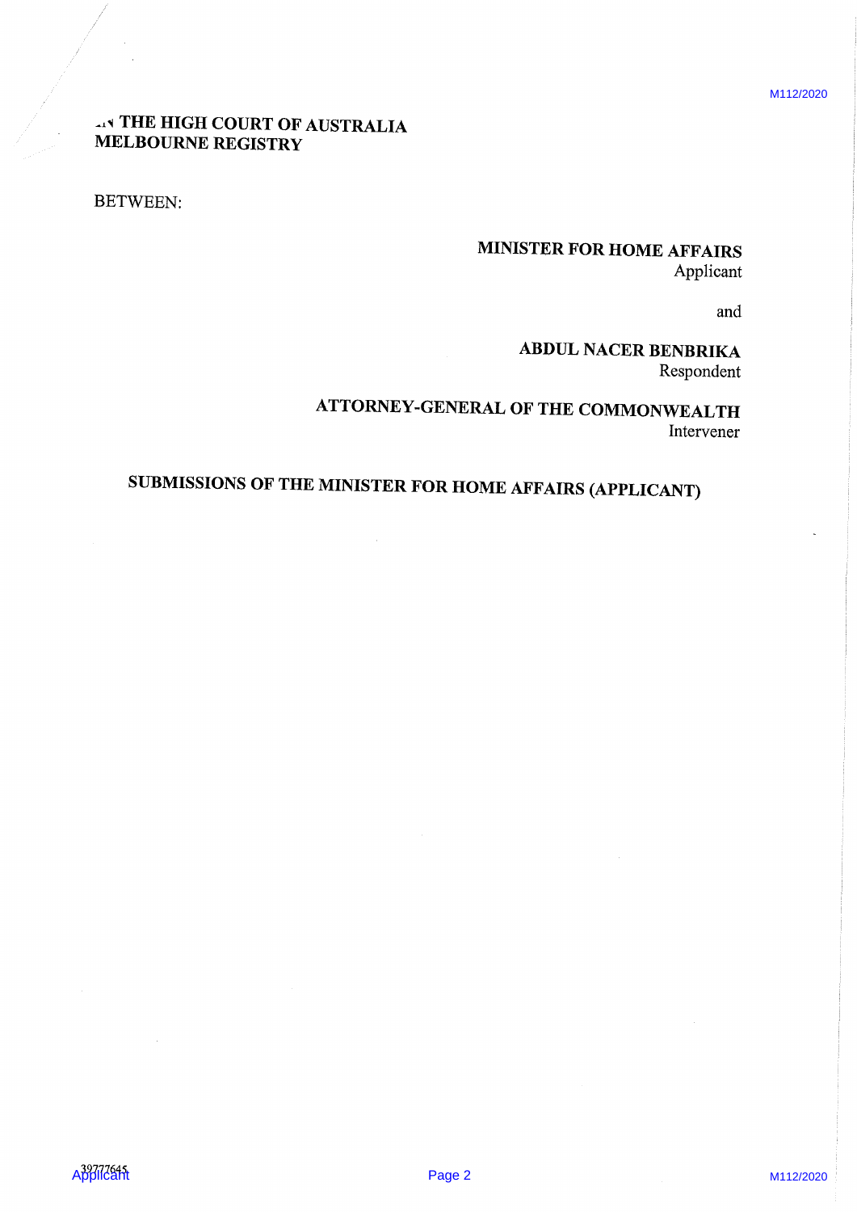IN THE HIGH COURT OF AUSTRALIA
MELBOURNE REGISTRY

BETWEEN:

**MINISTER FOR HOME AFFAIRS**
Applicant

and

**ABDUL NACER BENBRIKA**
Respondent

**ATTORNEY-GENERAL OF THE COMMONWEALTH**
Intervener

# SUBMISSIONS OF THE MINISTER FOR HOME AFFAIRS (APPLICANT)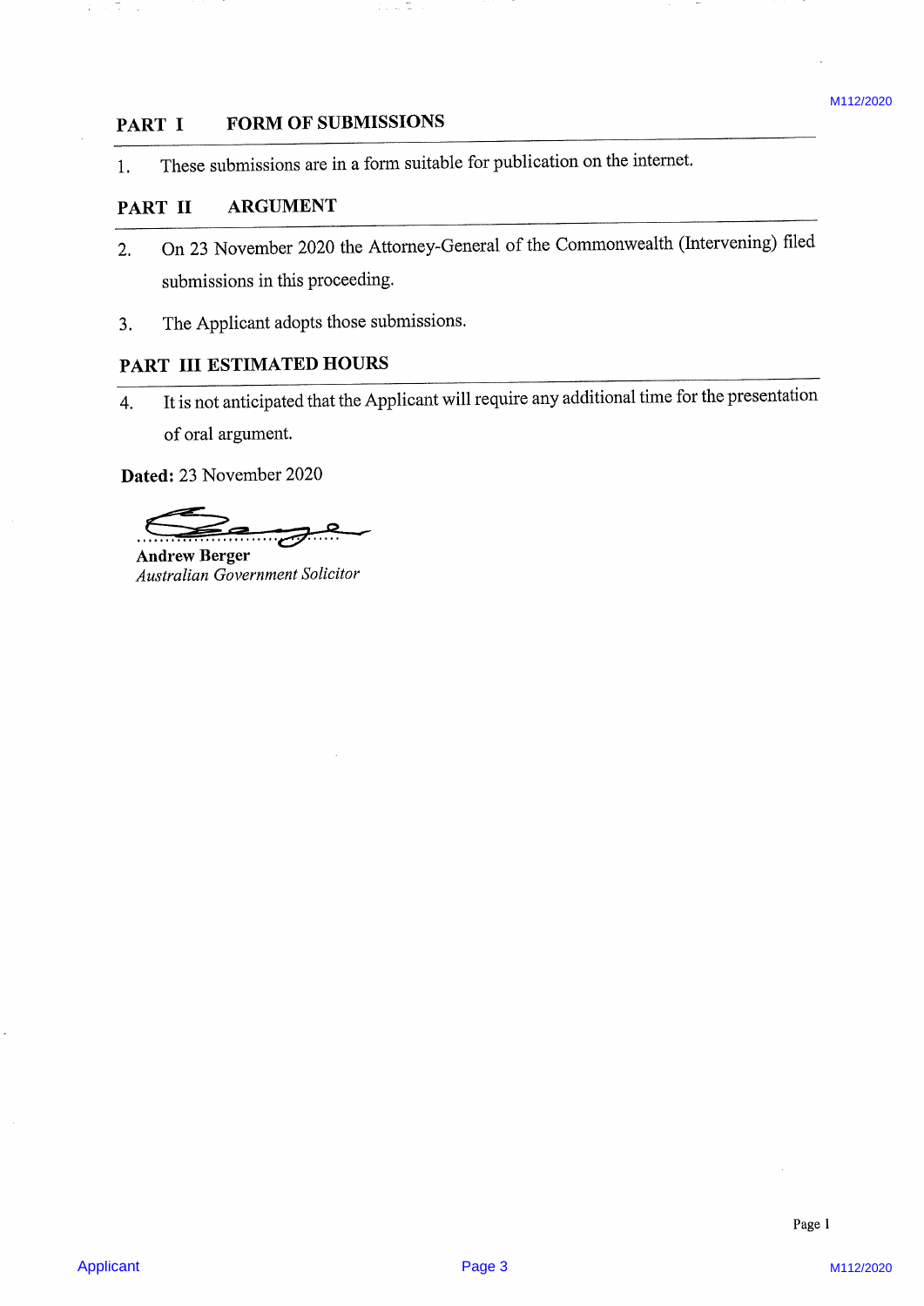## PART I FORM OF SUBMISSIONS

1. These submissions are in a form suitable for publication on the internet.

## PART II ARGUMENT

2. On 23 November 2020 the Attorney-General of the Commonwealth (Intervening) filed submissions in this proceeding.

3. The Applicant adopts those submissions.

## PART III ESTIMATED HOURS

4. It is not anticipated that the Applicant will require any additional time for the presentation of oral argument.

**Dated:** 23 November 2020

**Andrew Berger**
*Australian Government Solicitor*